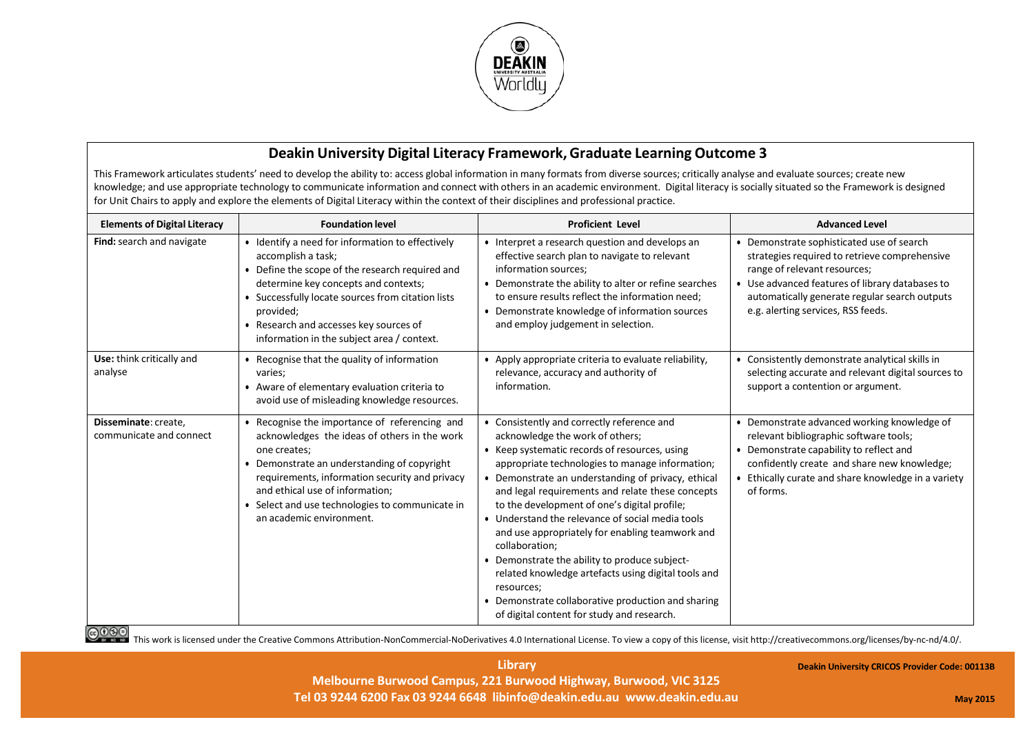# Deakin University Digital Literacy Framework, Graduate Learning Outcome 3

This Framework articulates students' need to develop the ability to: access global information in many formats from diverse sources; critically analyse and evaluate sources; create new knowledge; and use appropriate technology to communicate information and connect with others in an academic environment. Digital literacy is socially situated so the Framework is designed for Unit Chairs to apply and explore the elements of Digital Literacy within the context of their disciplines and professional practice.

| Elements of Digital Literacy | Foundation level | Proficient Level | Advanced Level |
|---|---|---|---|
| **Find:** search and navigate | • Identify a need for information to effectively accomplish a task;<br>• Define the scope of the research required and determine key concepts and contexts;<br>• Successfully locate sources from citation lists provided;<br>• Research and accesses key sources of information in the subject area / context. | • Interpret a research question and develops an effective search plan to navigate to relevant information sources;<br>• Demonstrate the ability to alter or refine searches to ensure results reflect the information need;<br>• Demonstrate knowledge of information sources and employ judgement in selection. | • Demonstrate sophisticated use of search strategies required to retrieve comprehensive range of relevant resources;<br>• Use advanced features of library databases to automatically generate regular search outputs e.g. alerting services, RSS feeds. |
| **Use:** think critically and analyse | • Recognise that the quality of information varies;<br>• Aware of elementary evaluation criteria to avoid use of misleading knowledge resources. | • Apply appropriate criteria to evaluate reliability, relevance, accuracy and authority of information. | • Consistently demonstrate analytical skills in selecting accurate and relevant digital sources to support a contention or argument. |
| **Disseminate**: create, communicate and connect | • Recognise the importance of referencing and acknowledges the ideas of others in the work one creates;<br>• Demonstrate an understanding of copyright requirements, information security and privacy and ethical use of information;<br>• Select and use technologies to communicate in an academic environment. | • Consistently and correctly reference and acknowledge the work of others;<br>• Keep systematic records of resources, using appropriate technologies to manage information;<br>• Demonstrate an understanding of privacy, ethical and legal requirements and relate these concepts to the development of one's digital profile;<br>• Understand the relevance of social media tools and use appropriately for enabling teamwork and collaboration;<br>• Demonstrate the ability to produce subject-related knowledge artefacts using digital tools and resources;<br>• Demonstrate collaborative production and sharing of digital content for study and research. | • Demonstrate advanced working knowledge of relevant bibliographic software tools;<br>• Demonstrate capability to reflect and confidently create and share new knowledge;<br>• Ethically curate and share knowledge in a variety of forms. |

This work is licensed under the Creative Commons Attribution-NonCommercial-NoDerivatives 4.0 International License. To view a copy of this license, visit http://creativecommons.org/licenses/by-nc-nd/4.0/.

**Library**
**Melbourne Burwood Campus, 221 Burwood Highway, Burwood, VIC 3125**
**Tel 03 9244 6200 Fax 03 9244 6648 libinfo@deakin.edu.au www.deakin.edu.au**

**Deakin University CRICOS Provider Code: 00113B**

**May 2015**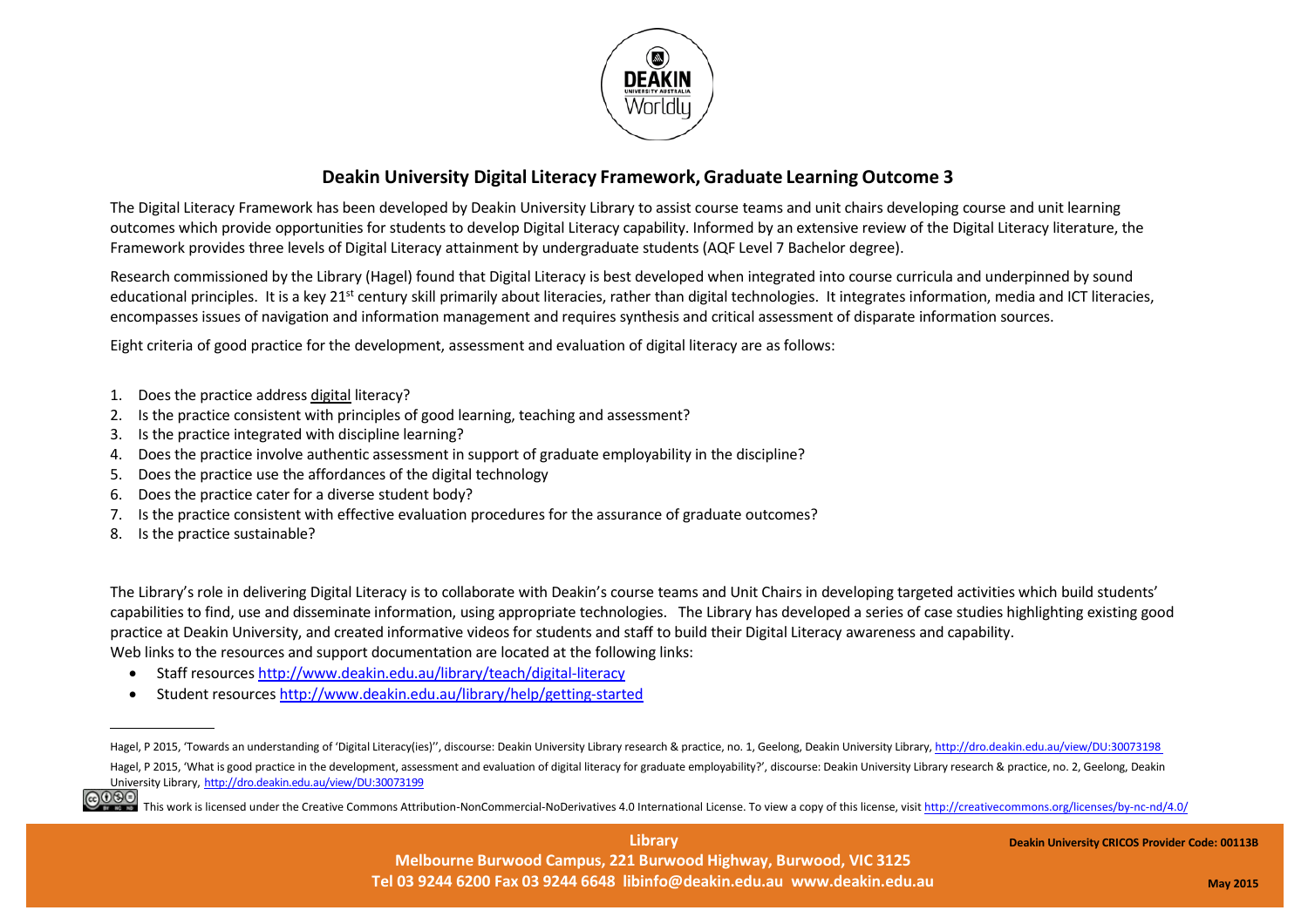# Deakin University Digital Literacy Framework, Graduate Learning Outcome 3

The Digital Literacy Framework has been developed by Deakin University Library to assist course teams and unit chairs developing course and unit learning outcomes which provide opportunities for students to develop Digital Literacy capability. Informed by an extensive review of the Digital Literacy literature, the Framework provides three levels of Digital Literacy attainment by undergraduate students (AQF Level 7 Bachelor degree).

Research commissioned by the Library (Hagel) found that Digital Literacy is best developed when integrated into course curricula and underpinned by sound educational principles. It is a key 21st century skill primarily about literacies, rather than digital technologies. It integrates information, media and ICT literacies, encompasses issues of navigation and information management and requires synthesis and critical assessment of disparate information sources.

Eight criteria of good practice for the development, assessment and evaluation of digital literacy are as follows:

1. Does the practice address digital literacy?
2. Is the practice consistent with principles of good learning, teaching and assessment?
3. Is the practice integrated with discipline learning?
4. Does the practice involve authentic assessment in support of graduate employability in the discipline?
5. Does the practice use the affordances of the digital technology
6. Does the practice cater for a diverse student body?
7. Is the practice consistent with effective evaluation procedures for the assurance of graduate outcomes?
8. Is the practice sustainable?

The Library's role in delivering Digital Literacy is to collaborate with Deakin's course teams and Unit Chairs in developing targeted activities which build students' capabilities to find, use and disseminate information, using appropriate technologies. The Library has developed a series of case studies highlighting existing good practice at Deakin University, and created informative videos for students and staff to build their Digital Literacy awareness and capability.
Web links to the resources and support documentation are located at the following links:

- Staff resources http://www.deakin.edu.au/library/teach/digital-literacy
- Student resources http://www.deakin.edu.au/library/help/getting-started

---

Hagel, P 2015, 'Towards an understanding of 'Digital Literacy(ies)'', discourse: Deakin University Library research & practice, no. 1, Geelong, Deakin University Library, http://dro.deakin.edu.au/view/DU:30073198

Hagel, P 2015, 'What is good practice in the development, assessment and evaluation of digital literacy for graduate employability?', discourse: Deakin University Library research & practice, no. 2, Geelong, Deakin University Library, http://dro.deakin.edu.au/view/DU:30073199

This work is licensed under the Creative Commons Attribution-NonCommercial-NoDerivatives 4.0 International License. To view a copy of this license, visit http://creativecommons.org/licenses/by-nc-nd/4.0/

**Library**
**Melbourne Burwood Campus, 221 Burwood Highway, Burwood, VIC 3125**
**Tel 03 9244 6200 Fax 03 9244 6648 libinfo@deakin.edu.au www.deakin.edu.au**

**Deakin University CRICOS Provider Code: 00113B**

**May 2015**